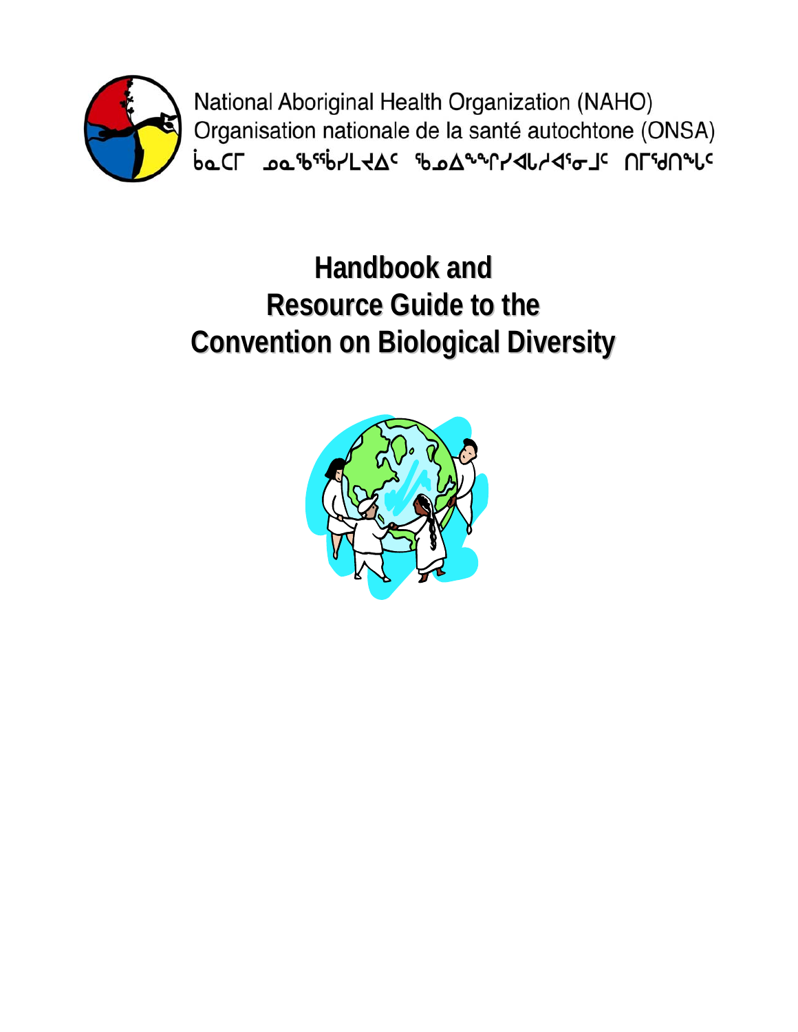National Aboriginal Health Organization (NAHO)
Organisation nationale de la santé autochtone (ONSA)
ᑳᓇᑕᒥ ᓄᓇᖃᖅᑳᓯᒪᔪᐃᑦ ᖃᓄᐃᙱᑦᓯᐊᒐᓯᐊᕐᓂᒧᑦ ᑎᒥᖁᑎᖓᑦ

# Handbook and Resource Guide to the Convention on Biological Diversity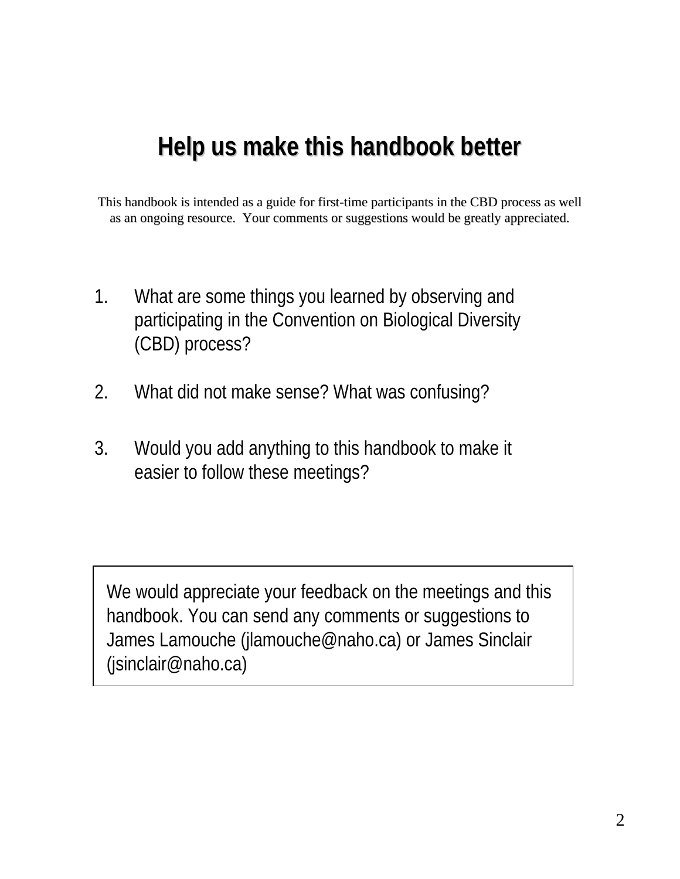# Help us make this handbook better

This handbook is intended as a guide for first-time participants in the CBD process as well as an ongoing resource. Your comments or suggestions would be greatly appreciated.

1. What are some things you learned by observing and participating in the Convention on Biological Diversity (CBD) process?

2. What did not make sense? What was confusing?

3. Would you add anything to this handbook to make it easier to follow these meetings?

We would appreciate your feedback on the meetings and this handbook. You can send any comments or suggestions to James Lamouche (jlamouche@naho.ca) or James Sinclair (jsinclair@naho.ca)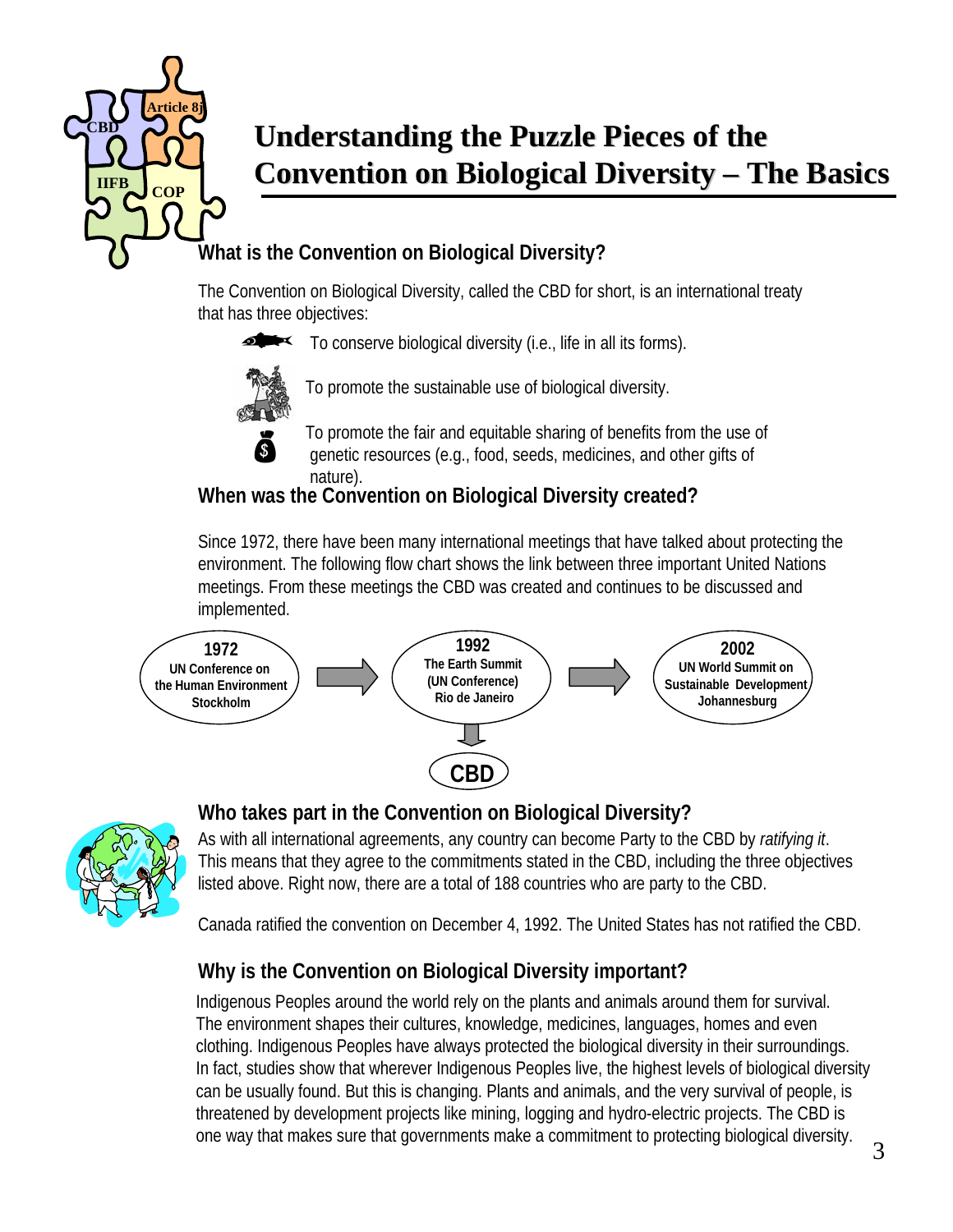# Understanding the Puzzle Pieces of the Convention on Biological Diversity – The Basics

## What is the Convention on Biological Diversity?

The Convention on Biological Diversity, called the CBD for short, is an international treaty that has three objectives:

- To conserve biological diversity (i.e., life in all its forms).
- To promote the sustainable use of biological diversity.
- To promote the fair and equitable sharing of benefits from the use of genetic resources (e.g., food, seeds, medicines, and other gifts of nature).

## When was the Convention on Biological Diversity created?

Since 1972, there have been many international meetings that have talked about protecting the environment. The following flow chart shows the link between three important United Nations meetings. From these meetings the CBD was created and continues to be discussed and implemented.

**1972** UN Conference on the Human Environment Stockholm → **1992** The Earth Summit (UN Conference) Rio de Janeiro → **2002** UN World Summit on Sustainable Development Johannesburg

**1992** The Earth Summit → **CBD**

## Who takes part in the Convention on Biological Diversity?

As with all international agreements, any country can become Party to the CBD by *ratifying it*. This means that they agree to the commitments stated in the CBD, including the three objectives listed above. Right now, there are a total of 188 countries who are party to the CBD.

Canada ratified the convention on December 4, 1992. The United States has not ratified the CBD.

## Why is the Convention on Biological Diversity important?

Indigenous Peoples around the world rely on the plants and animals around them for survival. The environment shapes their cultures, knowledge, medicines, languages, homes and even clothing. Indigenous Peoples have always protected the biological diversity in their surroundings. In fact, studies show that wherever Indigenous Peoples live, the highest levels of biological diversity can be usually found. But this is changing. Plants and animals, and the very survival of people, is threatened by development projects like mining, logging and hydro-electric projects. The CBD is one way that makes sure that governments make a commitment to protecting biological diversity.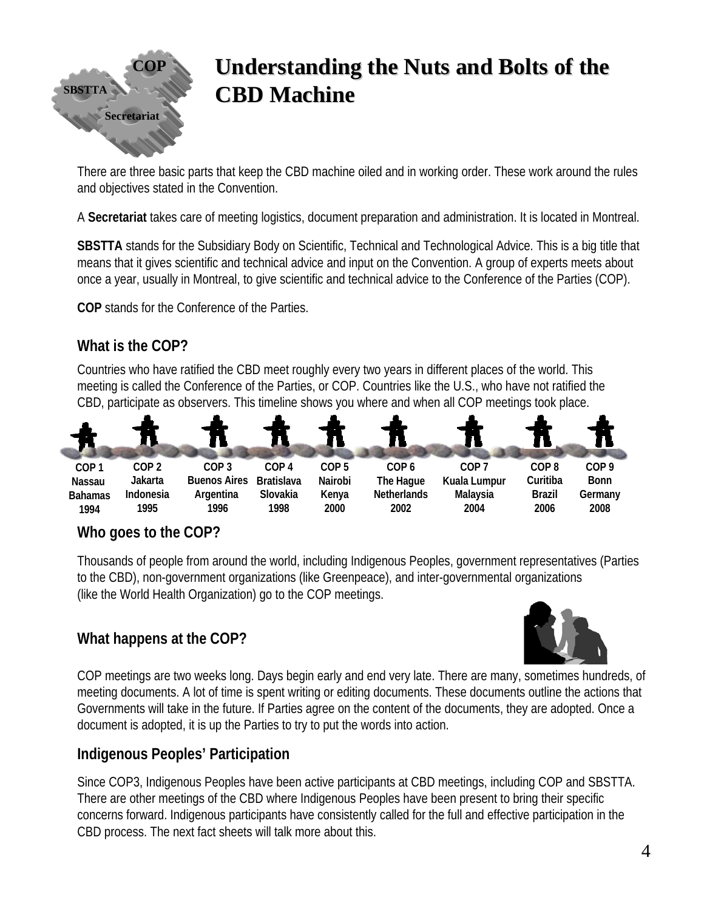# Understanding the Nuts and Bolts of the CBD Machine

There are three basic parts that keep the CBD machine oiled and in working order. These work around the rules and objectives stated in the Convention.

A **Secretariat** takes care of meeting logistics, document preparation and administration. It is located in Montreal.

**SBSTTA** stands for the Subsidiary Body on Scientific, Technical and Technological Advice. This is a big title that means that it gives scientific and technical advice and input on the Convention. A group of experts meets about once a year, usually in Montreal, to give scientific and technical advice to the Conference of the Parties (COP).

**COP** stands for the Conference of the Parties.

## What is the COP?

Countries who have ratified the CBD meet roughly every two years in different places of the world. This meeting is called the Conference of the Parties, or COP. Countries like the U.S., who have not ratified the CBD, participate as observers. This timeline shows you where and when all COP meetings took place.

| COP 1 | COP 2 | COP 3 | COP 4 | COP 5 | COP 6 | COP 7 | COP 8 | COP 9 |
|---|---|---|---|---|---|---|---|---|
| Nassau | Jakarta | Buenos Aires | Bratislava | Nairobi | The Hague | Kuala Lumpur | Curitiba | Bonn |
| Bahamas | Indonesia | Argentina | Slovakia | Kenya | Netherlands | Malaysia | Brazil | Germany |
| 1994 | 1995 | 1996 | 1998 | 2000 | 2002 | 2004 | 2006 | 2008 |

## Who goes to the COP?

Thousands of people from around the world, including Indigenous Peoples, government representatives (Parties to the CBD), non-government organizations (like Greenpeace), and inter-governmental organizations (like the World Health Organization) go to the COP meetings.

## What happens at the COP?

COP meetings are two weeks long. Days begin early and end very late. There are many, sometimes hundreds, of meeting documents. A lot of time is spent writing or editing documents. These documents outline the actions that Governments will take in the future. If Parties agree on the content of the documents, they are adopted. Once a document is adopted, it is up the Parties to try to put the words into action.

## Indigenous Peoples' Participation

Since COP3, Indigenous Peoples have been active participants at CBD meetings, including COP and SBSTTA. There are other meetings of the CBD where Indigenous Peoples have been present to bring their specific concerns forward. Indigenous participants have consistently called for the full and effective participation in the CBD process. The next fact sheets will talk more about this.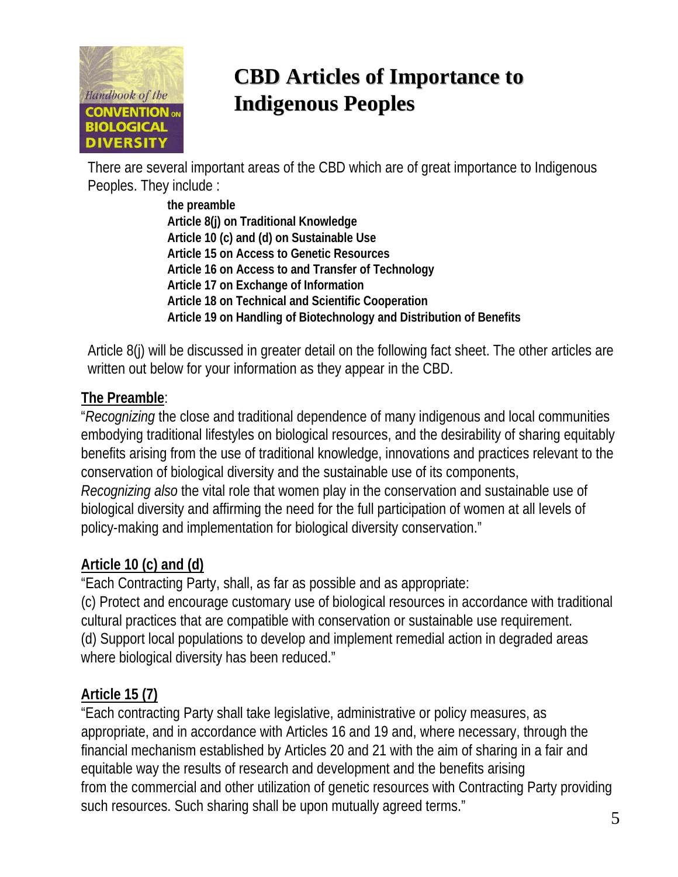# CBD Articles of Importance to Indigenous Peoples

There are several important areas of the CBD which are of great importance to Indigenous Peoples. They include :

**the preamble**
**Article 8(j) on Traditional Knowledge**
**Article 10 (c) and (d) on Sustainable Use**
**Article 15 on Access to Genetic Resources**
**Article 16 on Access to and Transfer of Technology**
**Article 17 on Exchange of Information**
**Article 18 on Technical and Scientific Cooperation**
**Article 19 on Handling of Biotechnology and Distribution of Benefits**

Article 8(j) will be discussed in greater detail on the following fact sheet. The other articles are written out below for your information as they appear in the CBD.

**The Preamble**:

"*Recognizing* the close and traditional dependence of many indigenous and local communities embodying traditional lifestyles on biological resources, and the desirability of sharing equitably benefits arising from the use of traditional knowledge, innovations and practices relevant to the conservation of biological diversity and the sustainable use of its components,
*Recognizing also* the vital role that women play in the conservation and sustainable use of biological diversity and affirming the need for the full participation of women at all levels of policy-making and implementation for biological diversity conservation."

**Article 10 (c) and (d)**

"Each Contracting Party, shall, as far as possible and as appropriate:
(c) Protect and encourage customary use of biological resources in accordance with traditional cultural practices that are compatible with conservation or sustainable use requirement.
(d) Support local populations to develop and implement remedial action in degraded areas where biological diversity has been reduced."

**Article 15 (7)**

"Each contracting Party shall take legislative, administrative or policy measures, as appropriate, and in accordance with Articles 16 and 19 and, where necessary, through the financial mechanism established by Articles 20 and 21 with the aim of sharing in a fair and equitable way the results of research and development and the benefits arising from the commercial and other utilization of genetic resources with Contracting Party providing such resources. Such sharing shall be upon mutually agreed terms."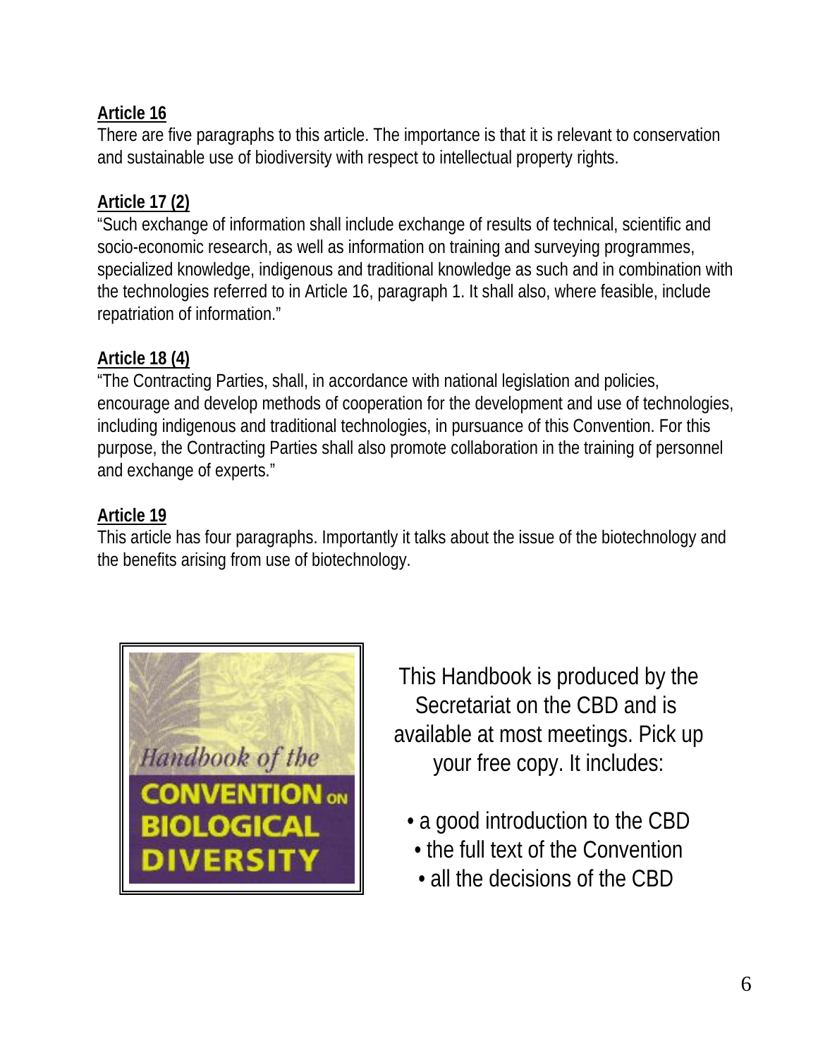**Article 16**

There are five paragraphs to this article. The importance is that it is relevant to conservation and sustainable use of biodiversity with respect to intellectual property rights.

**Article 17 (2)**

"Such exchange of information shall include exchange of results of technical, scientific and socio-economic research, as well as information on training and surveying programmes, specialized knowledge, indigenous and traditional knowledge as such and in combination with the technologies referred to in Article 16, paragraph 1. It shall also, where feasible, include repatriation of information."

**Article 18 (4)**

"The Contracting Parties, shall, in accordance with national legislation and policies, encourage and develop methods of cooperation for the development and use of technologies, including indigenous and traditional technologies, in pursuance of this Convention. For this purpose, the Contracting Parties shall also promote collaboration in the training of personnel and exchange of experts."

**Article 19**

This article has four paragraphs. Importantly it talks about the issue of the biotechnology and the benefits arising from use of biotechnology.

*Handbook of the* CONVENTION ON BIOLOGICAL DIVERSITY

This Handbook is produced by the Secretariat on the CBD and is available at most meetings. Pick up your free copy. It includes:

- a good introduction to the CBD
- the full text of the Convention
- all the decisions of the CBD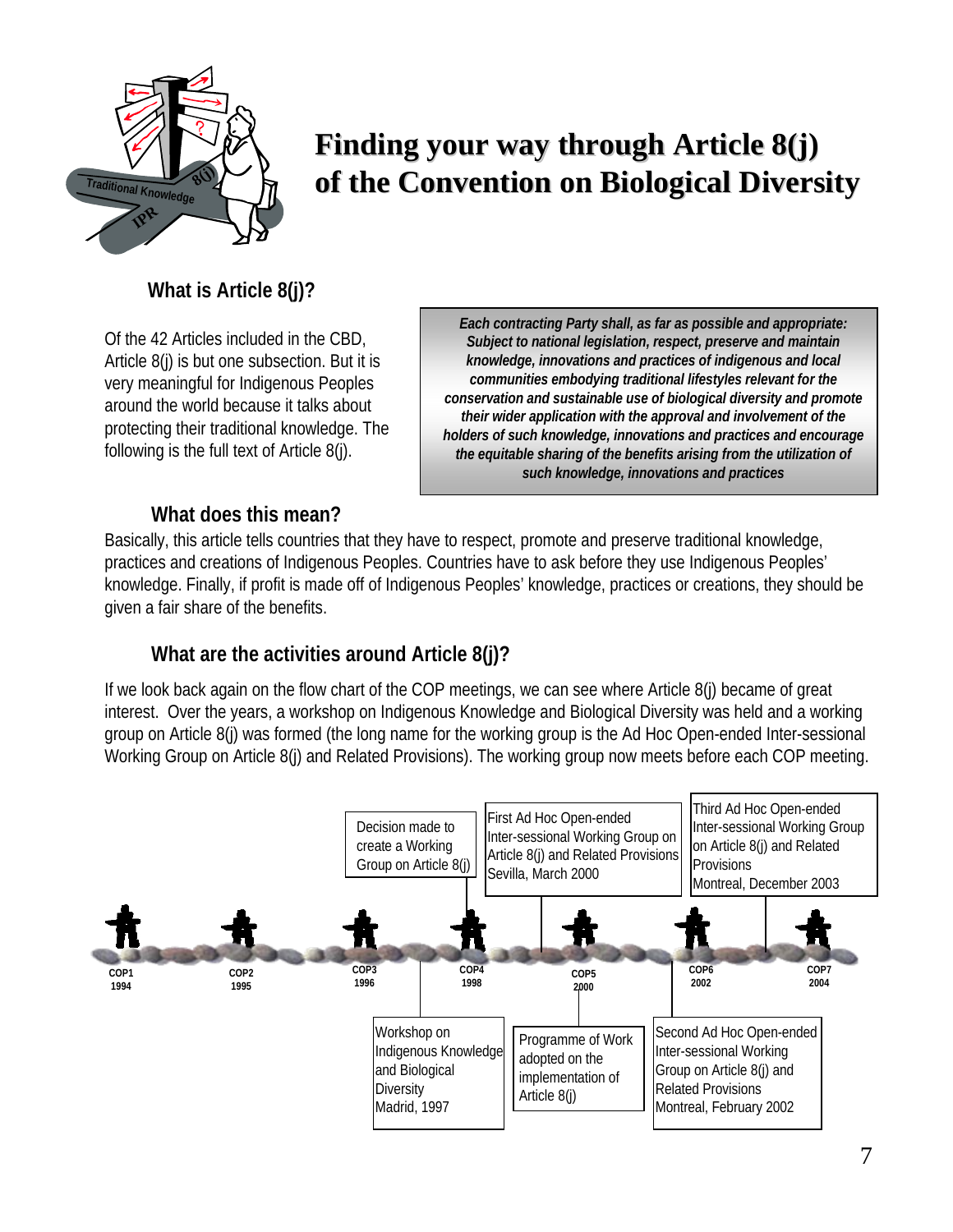# Finding your way through Article 8(j) of the Convention on Biological Diversity

## What is Article 8(j)?

Of the 42 Articles included in the CBD, Article 8(j) is but one subsection. But it is very meaningful for Indigenous Peoples around the world because it talks about protecting their traditional knowledge. The following is the full text of Article 8(j).

> ***Each contracting Party shall, as far as possible and appropriate: Subject to national legislation, respect, preserve and maintain knowledge, innovations and practices of indigenous and local communities embodying traditional lifestyles relevant for the conservation and sustainable use of biological diversity and promote their wider application with the approval and involvement of the holders of such knowledge, innovations and practices and encourage the equitable sharing of the benefits arising from the utilization of such knowledge, innovations and practices***

## What does this mean?

Basically, this article tells countries that they have to respect, promote and preserve traditional knowledge, practices and creations of Indigenous Peoples. Countries have to ask before they use Indigenous Peoples' knowledge. Finally, if profit is made off of Indigenous Peoples' knowledge, practices or creations, they should be given a fair share of the benefits.

## What are the activities around Article 8(j)?

If we look back again on the flow chart of the COP meetings, we can see where Article 8(j) became of great interest. Over the years, a workshop on Indigenous Knowledge and Biological Diversity was held and a working group on Article 8(j) was formed (the long name for the working group is the Ad Hoc Open-ended Inter-sessional Working Group on Article 8(j) and Related Provisions). The working group now meets before each COP meeting.

- **COP1** 1994
- **COP2** 1995
- **COP3** 1996
- Workshop on Indigenous Knowledge and Biological Diversity Madrid, 1997
- **COP4** 1998 — Decision made to create a Working Group on Article 8(j)
- First Ad Hoc Open-ended Inter-sessional Working Group on Article 8(j) and Related Provisions Sevilla, March 2000
- **COP5** 2000 — Programme of Work adopted on the implementation of Article 8(j)
- Second Ad Hoc Open-ended Inter-sessional Working Group on Article 8(j) and Related Provisions Montreal, February 2002
- **COP6** 2002
- Third Ad Hoc Open-ended Inter-sessional Working Group on Article 8(j) and Related Provisions Montreal, December 2003
- **COP7** 2004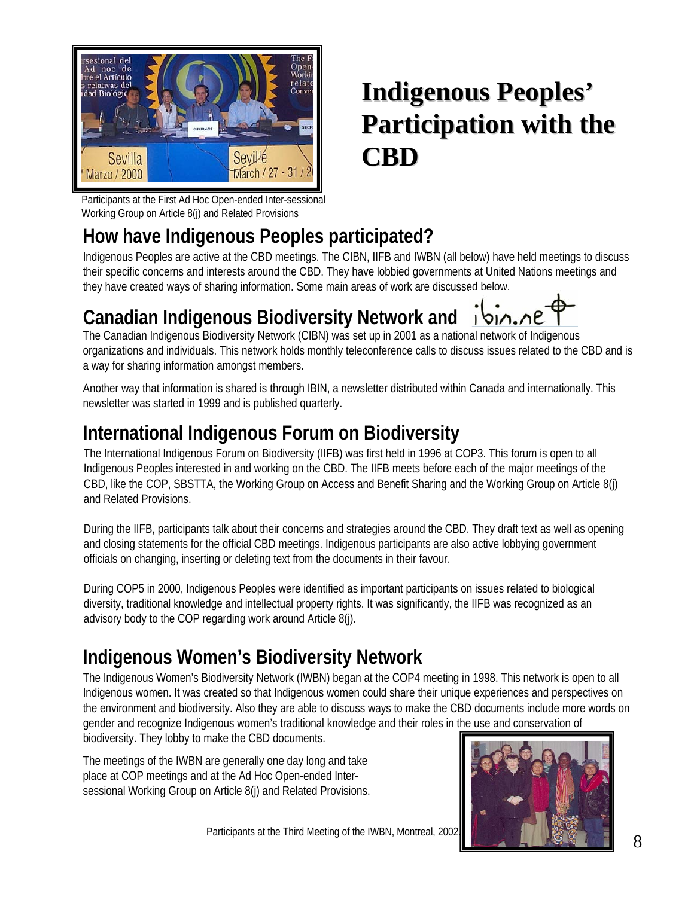# Indigenous Peoples' Participation with the CBD

Participants at the First Ad Hoc Open-ended Inter-sessional Working Group on Article 8(j) and Related Provisions

## How have Indigenous Peoples participated?

Indigenous Peoples are active at the CBD meetings. The CIBN, IIFB and IWBN (all below) have held meetings to discuss their specific concerns and interests around the CBD. They have lobbied governments at United Nations meetings and they have created ways of sharing information. Some main areas of work are discussed below.

## Canadian Indigenous Biodiversity Network and ibin.net

The Canadian Indigenous Biodiversity Network (CIBN) was set up in 2001 as a national network of Indigenous organizations and individuals. This network holds monthly teleconference calls to discuss issues related to the CBD and is a way for sharing information amongst members.

Another way that information is shared is through IBIN, a newsletter distributed within Canada and internationally. This newsletter was started in 1999 and is published quarterly.

## International Indigenous Forum on Biodiversity

The International Indigenous Forum on Biodiversity (IIFB) was first held in 1996 at COP3. This forum is open to all Indigenous Peoples interested in and working on the CBD. The IIFB meets before each of the major meetings of the CBD, like the COP, SBSTTA, the Working Group on Access and Benefit Sharing and the Working Group on Article 8(j) and Related Provisions.

During the IIFB, participants talk about their concerns and strategies around the CBD. They draft text as well as opening and closing statements for the official CBD meetings. Indigenous participants are also active lobbying government officials on changing, inserting or deleting text from the documents in their favour.

During COP5 in 2000, Indigenous Peoples were identified as important participants on issues related to biological diversity, traditional knowledge and intellectual property rights. It was significantly, the IIFB was recognized as an advisory body to the COP regarding work around Article 8(j).

## Indigenous Women's Biodiversity Network

The Indigenous Women's Biodiversity Network (IWBN) began at the COP4 meeting in 1998. This network is open to all Indigenous women. It was created so that Indigenous women could share their unique experiences and perspectives on the environment and biodiversity. Also they are able to discuss ways to make the CBD documents include more words on gender and recognize Indigenous women's traditional knowledge and their roles in the use and conservation of biodiversity. They lobby to make the CBD documents.

The meetings of the IWBN are generally one day long and take place at COP meetings and at the Ad Hoc Open-ended Inter-sessional Working Group on Article 8(j) and Related Provisions.

Participants at the Third Meeting of the IWBN, Montreal, 2002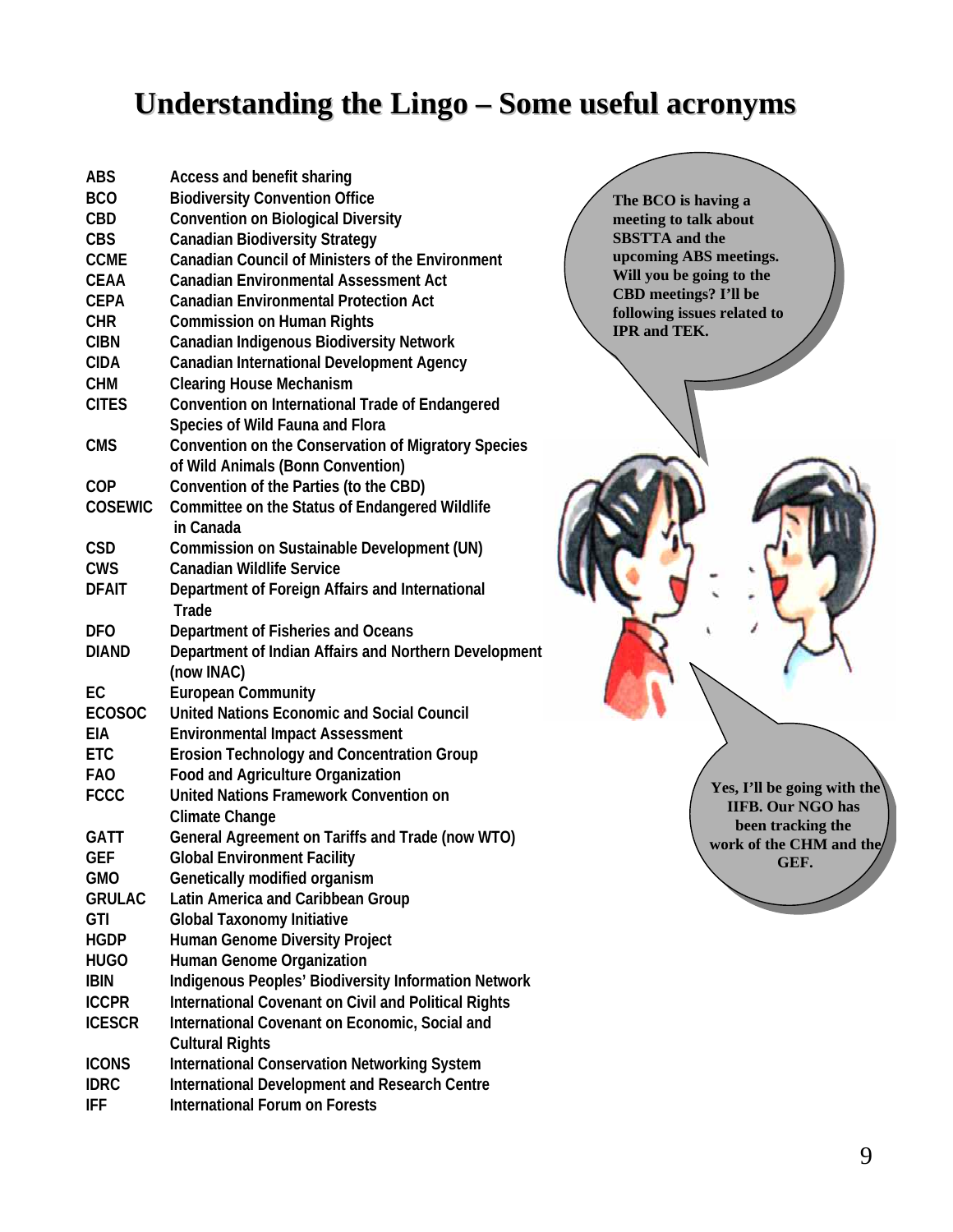# Understanding the Lingo – Some useful acronyms

| | |
|---|---|
| ABS | Access and benefit sharing |
| BCO | Biodiversity Convention Office |
| CBD | Convention on Biological Diversity |
| CBS | Canadian Biodiversity Strategy |
| CCME | Canadian Council of Ministers of the Environment |
| CEAA | Canadian Environmental Assessment Act |
| CEPA | Canadian Environmental Protection Act |
| CHR | Commission on Human Rights |
| CIBN | Canadian Indigenous Biodiversity Network |
| CIDA | Canadian International Development Agency |
| CHM | Clearing House Mechanism |
| CITES | Convention on International Trade of Endangered Species of Wild Fauna and Flora |
| CMS | Convention on the Conservation of Migratory Species of Wild Animals (Bonn Convention) |
| COP | Convention of the Parties (to the CBD) |
| COSEWIC | Committee on the Status of Endangered Wildlife in Canada |
| CSD | Commission on Sustainable Development (UN) |
| CWS | Canadian Wildlife Service |
| DFAIT | Department of Foreign Affairs and International Trade |
| DFO | Department of Fisheries and Oceans |
| DIAND | Department of Indian Affairs and Northern Development (now INAC) |
| EC | European Community |
| ECOSOC | United Nations Economic and Social Council |
| EIA | Environmental Impact Assessment |
| ETC | Erosion Technology and Concentration Group |
| FAO | Food and Agriculture Organization |
| FCCC | United Nations Framework Convention on Climate Change |
| GATT | General Agreement on Tariffs and Trade (now WTO) |
| GEF | Global Environment Facility |
| GMO | Genetically modified organism |
| GRULAC | Latin America and Caribbean Group |
| GTI | Global Taxonomy Initiative |
| HGDP | Human Genome Diversity Project |
| HUGO | Human Genome Organization |
| IBIN | Indigenous Peoples' Biodiversity Information Network |
| ICCPR | International Covenant on Civil and Political Rights |
| ICESCR | International Covenant on Economic, Social and Cultural Rights |
| ICONS | International Conservation Networking System |
| IDRC | International Development and Research Centre |
| IFF | International Forum on Forests |

**The BCO is having a meeting to talk about SBSTTA and the upcoming ABS meetings. Will you be going to the CBD meetings? I'll be following issues related to IPR and TEK.**

**Yes, I'll be going with the IIFB. Our NGO has been tracking the work of the CHM and the GEF.**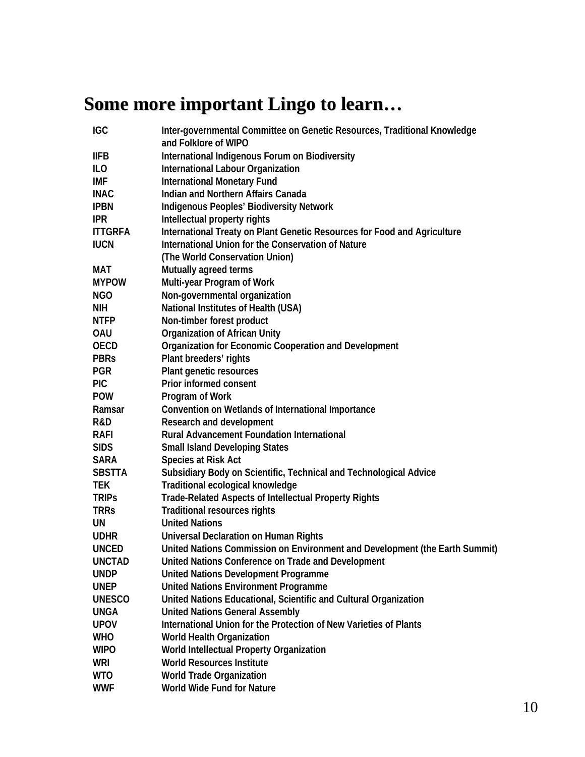## Some more important Lingo to learn…

| | |
|---|---|
| IGC | Inter-governmental Committee on Genetic Resources, Traditional Knowledge and Folklore of WIPO |
| IIFB | International Indigenous Forum on Biodiversity |
| ILO | International Labour Organization |
| IMF | International Monetary Fund |
| INAC | Indian and Northern Affairs Canada |
| IPBN | Indigenous Peoples' Biodiversity Network |
| IPR | Intellectual property rights |
| ITTGRFA | International Treaty on Plant Genetic Resources for Food and Agriculture |
| IUCN | International Union for the Conservation of Nature (The World Conservation Union) |
| MAT | Mutually agreed terms |
| MYPOW | Multi-year Program of Work |
| NGO | Non-governmental organization |
| NIH | National Institutes of Health (USA) |
| NTFP | Non-timber forest product |
| OAU | Organization of African Unity |
| OECD | Organization for Economic Cooperation and Development |
| PBRs | Plant breeders' rights |
| PGR | Plant genetic resources |
| PIC | Prior informed consent |
| POW | Program of Work |
| Ramsar | Convention on Wetlands of International Importance |
| R&D | Research and development |
| RAFI | Rural Advancement Foundation International |
| SIDS | Small Island Developing States |
| SARA | Species at Risk Act |
| SBSTTA | Subsidiary Body on Scientific, Technical and Technological Advice |
| TEK | Traditional ecological knowledge |
| TRIPs | Trade-Related Aspects of Intellectual Property Rights |
| TRRs | Traditional resources rights |
| UN | United Nations |
| UDHR | Universal Declaration on Human Rights |
| UNCED | United Nations Commission on Environment and Development (the Earth Summit) |
| UNCTAD | United Nations Conference on Trade and Development |
| UNDP | United Nations Development Programme |
| UNEP | United Nations Environment Programme |
| UNESCO | United Nations Educational, Scientific and Cultural Organization |
| UNGA | United Nations General Assembly |
| UPOV | International Union for the Protection of New Varieties of Plants |
| WHO | World Health Organization |
| WIPO | World Intellectual Property Organization |
| WRI | World Resources Institute |
| WTO | World Trade Organization |
| WWF | World Wide Fund for Nature |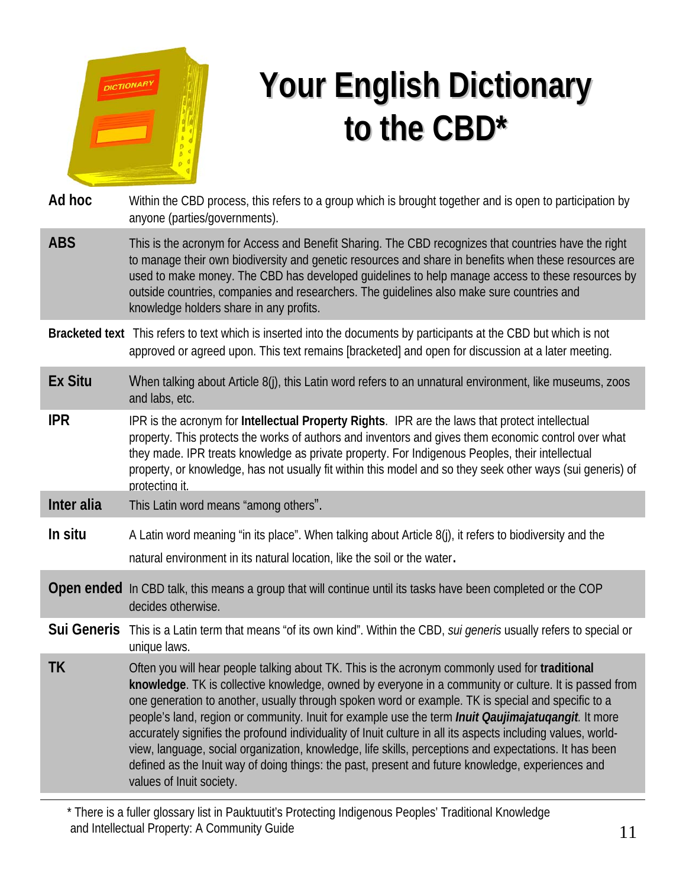# Your English Dictionary to the CBD*

| | |
|---|---|
| **Ad hoc** | Within the CBD process, this refers to a group which is brought together and is open to participation by anyone (parties/governments). |
| **ABS** | This is the acronym for Access and Benefit Sharing. The CBD recognizes that countries have the right to manage their own biodiversity and genetic resources and share in benefits when these resources are used to make money. The CBD has developed guidelines to help manage access to these resources by outside countries, companies and researchers. The guidelines also make sure countries and knowledge holders share in any profits. |
| **Bracketed text** | This refers to text which is inserted into the documents by participants at the CBD but which is not approved or agreed upon. This text remains [bracketed] and open for discussion at a later meeting. |
| **Ex Situ** | When talking about Article 8(j), this Latin word refers to an unnatural environment, like museums, zoos and labs, etc. |
| **IPR** | IPR is the acronym for **Intellectual Property Rights**. IPR are the laws that protect intellectual property. This protects the works of authors and inventors and gives them economic control over what they made. IPR treats knowledge as private property. For Indigenous Peoples, their intellectual property, or knowledge, has not usually fit within this model and so they seek other ways (sui generis) of protecting it. |
| **Inter alia** | This Latin word means "among others". |
| **In situ** | A Latin word meaning "in its place". When talking about Article 8(j), it refers to biodiversity and the natural environment in its natural location, like the soil or the water. |
| **Open ended** | In CBD talk, this means a group that will continue until its tasks have been completed or the COP decides otherwise. |
| **Sui Generis** | This is a Latin term that means "of its own kind". Within the CBD, *sui generis* usually refers to special or unique laws. |
| **TK** | Often you will hear people talking about TK. This is the acronym commonly used for **traditional knowledge**. TK is collective knowledge, owned by everyone in a community or culture. It is passed from one generation to another, usually through spoken word or example. TK is special and specific to a people's land, region or community. Inuit for example use the term ***Inuit Qaujimajatuqangit***. It more accurately signifies the profound individuality of Inuit culture in all its aspects including values, world-view, language, social organization, knowledge, life skills, perceptions and expectations. It has been defined as the Inuit way of doing things: the past, present and future knowledge, experiences and values of Inuit society. |

* There is a fuller glossary list in Pauktuutit's Protecting Indigenous Peoples' Traditional Knowledge and Intellectual Property: A Community Guide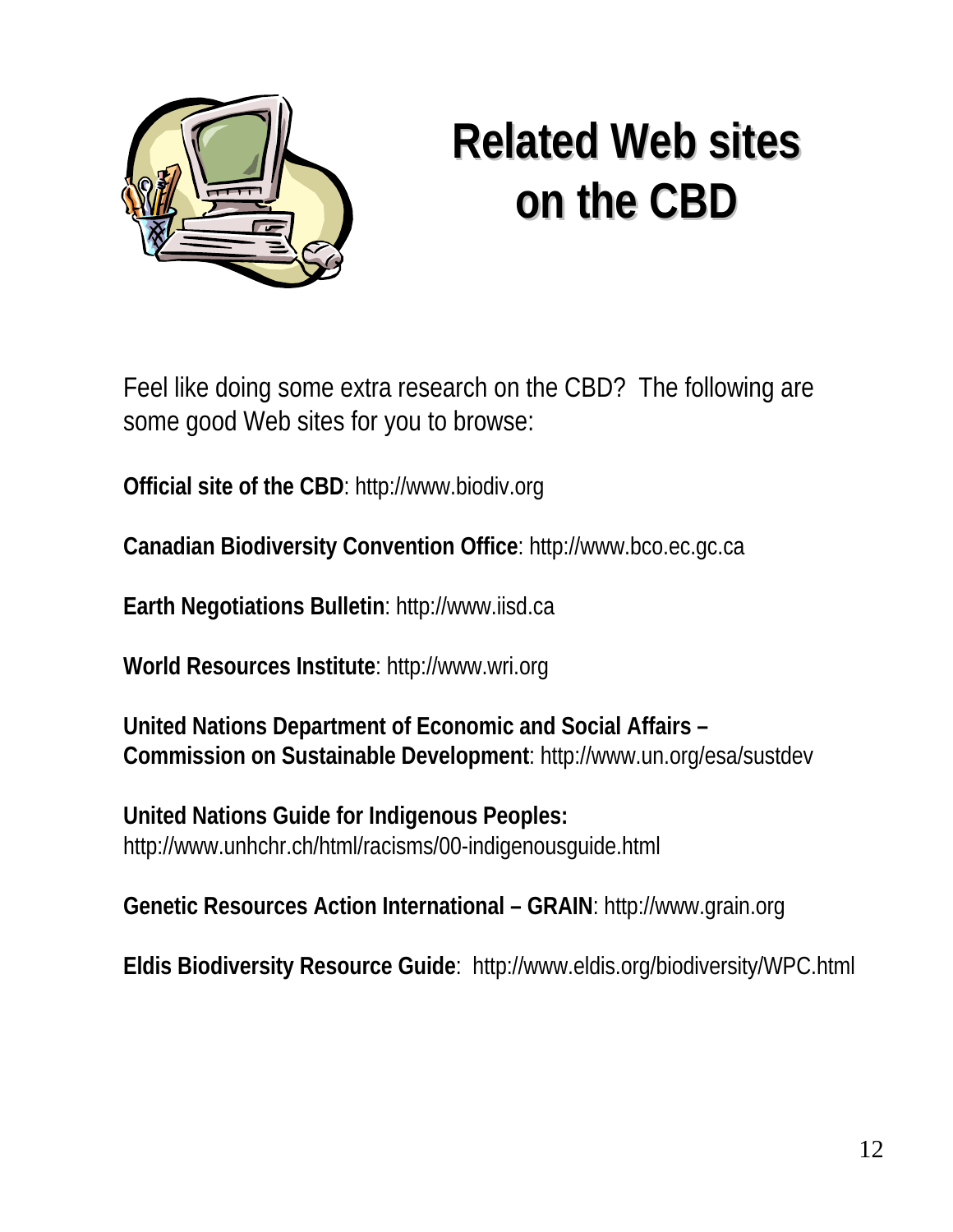# Related Web sites on the CBD

Feel like doing some extra research on the CBD? The following are some good Web sites for you to browse:

**Official site of the CBD**: http://www.biodiv.org

**Canadian Biodiversity Convention Office**: http://www.bco.ec.gc.ca

**Earth Negotiations Bulletin**: http://www.iisd.ca

**World Resources Institute**: http://www.wri.org

**United Nations Department of Economic and Social Affairs – Commission on Sustainable Development**: http://www.un.org/esa/sustdev

**United Nations Guide for Indigenous Peoples:** http://www.unhchr.ch/html/racisms/00-indigenousguide.html

**Genetic Resources Action International – GRAIN**: http://www.grain.org

**Eldis Biodiversity Resource Guide**: http://www.eldis.org/biodiversity/WPC.html